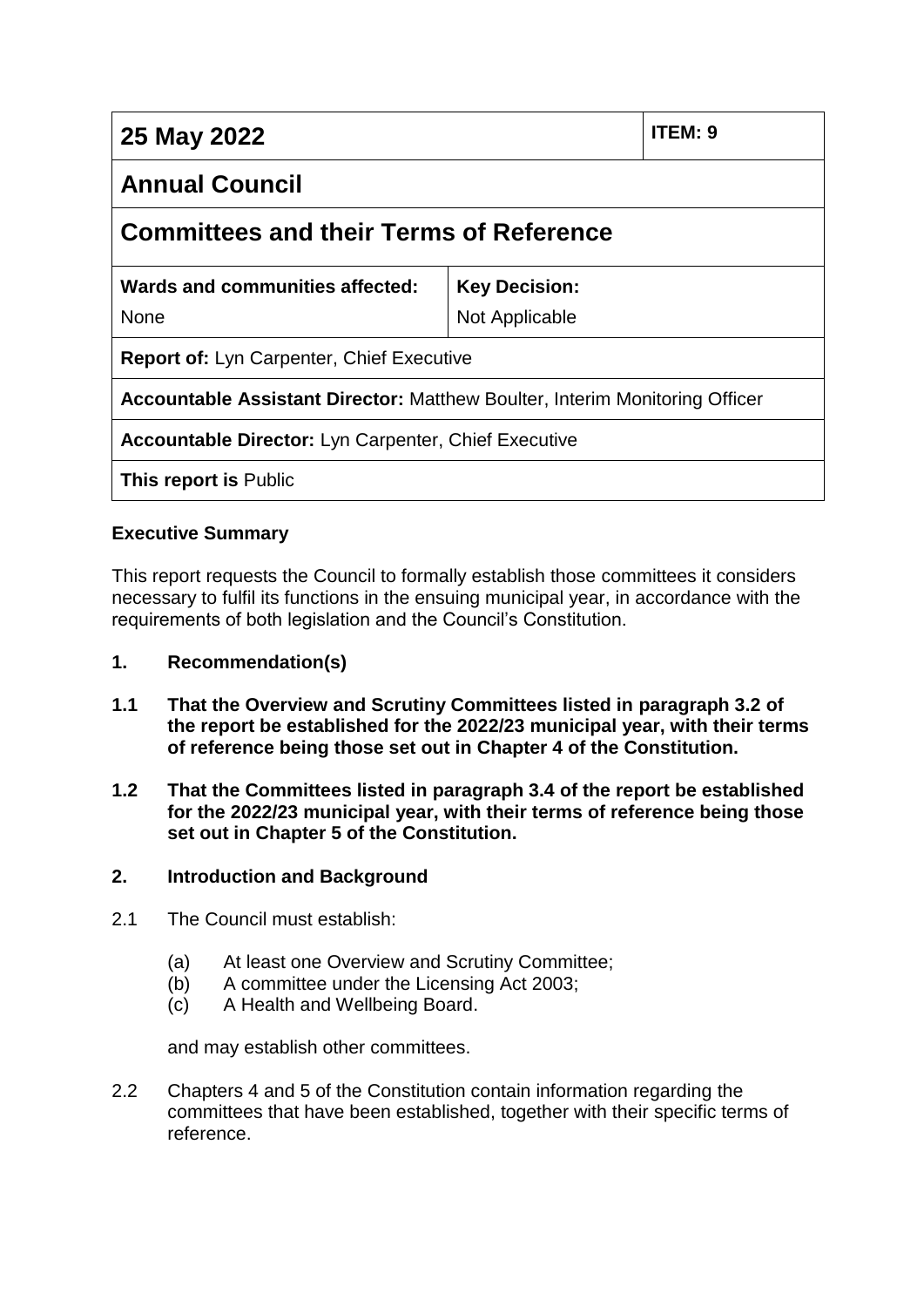| 25 May 2022 | | ITEM: 9 |
|---|---|---|
| **Annual Council** | | |
| **Committees and their Terms of Reference** | | |
| **Wards and communities affected:** None | **Key Decision:** Not Applicable | |
| **Report of:** Lyn Carpenter, Chief Executive | | |
| **Accountable Assistant Director:** Matthew Boulter, Interim Monitoring Officer | | |
| **Accountable Director:** Lyn Carpenter, Chief Executive | | |
| **This report is** Public | | |

**Executive Summary**

This report requests the Council to formally establish those committees it considers necessary to fulfil its functions in the ensuing municipal year, in accordance with the requirements of both legislation and the Council's Constitution.

## 1. Recommendation(s)

**1.1 That the Overview and Scrutiny Committees listed in paragraph 3.2 of the report be established for the 2022/23 municipal year, with their terms of reference being those set out in Chapter 4 of the Constitution.**

**1.2 That the Committees listed in paragraph 3.4 of the report be established for the 2022/23 municipal year, with their terms of reference being those set out in Chapter 5 of the Constitution.**

## 2. Introduction and Background

2.1 The Council must establish:

- (a) At least one Overview and Scrutiny Committee;
- (b) A committee under the Licensing Act 2003;
- (c) A Health and Wellbeing Board.

and may establish other committees.

2.2 Chapters 4 and 5 of the Constitution contain information regarding the committees that have been established, together with their specific terms of reference.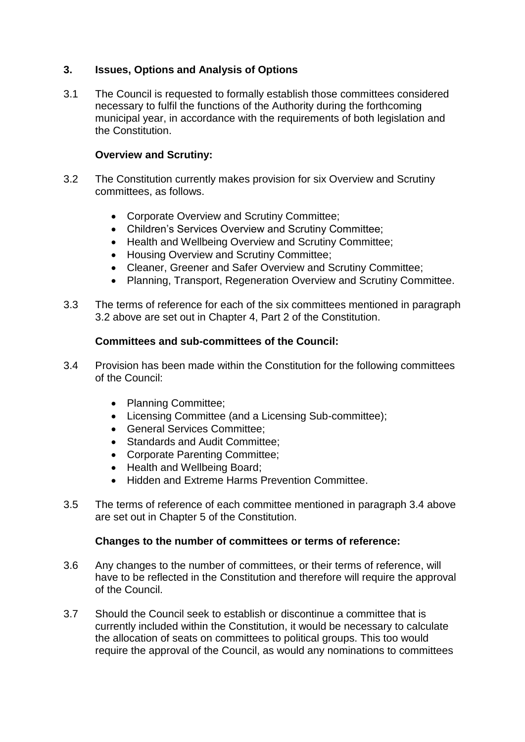## 3. Issues, Options and Analysis of Options

3.1 The Council is requested to formally establish those committees considered necessary to fulfil the functions of the Authority during the forthcoming municipal year, in accordance with the requirements of both legislation and the Constitution.

**Overview and Scrutiny:**

3.2 The Constitution currently makes provision for six Overview and Scrutiny committees, as follows.

- Corporate Overview and Scrutiny Committee;
- Children's Services Overview and Scrutiny Committee;
- Health and Wellbeing Overview and Scrutiny Committee;
- Housing Overview and Scrutiny Committee;
- Cleaner, Greener and Safer Overview and Scrutiny Committee;
- Planning, Transport, Regeneration Overview and Scrutiny Committee.

3.3 The terms of reference for each of the six committees mentioned in paragraph 3.2 above are set out in Chapter 4, Part 2 of the Constitution.

**Committees and sub-committees of the Council:**

3.4 Provision has been made within the Constitution for the following committees of the Council:

- Planning Committee;
- Licensing Committee (and a Licensing Sub-committee);
- General Services Committee;
- Standards and Audit Committee;
- Corporate Parenting Committee;
- Health and Wellbeing Board;
- Hidden and Extreme Harms Prevention Committee.

3.5 The terms of reference of each committee mentioned in paragraph 3.4 above are set out in Chapter 5 of the Constitution.

**Changes to the number of committees or terms of reference:**

3.6 Any changes to the number of committees, or their terms of reference, will have to be reflected in the Constitution and therefore will require the approval of the Council.

3.7 Should the Council seek to establish or discontinue a committee that is currently included within the Constitution, it would be necessary to calculate the allocation of seats on committees to political groups. This too would require the approval of the Council, as would any nominations to committees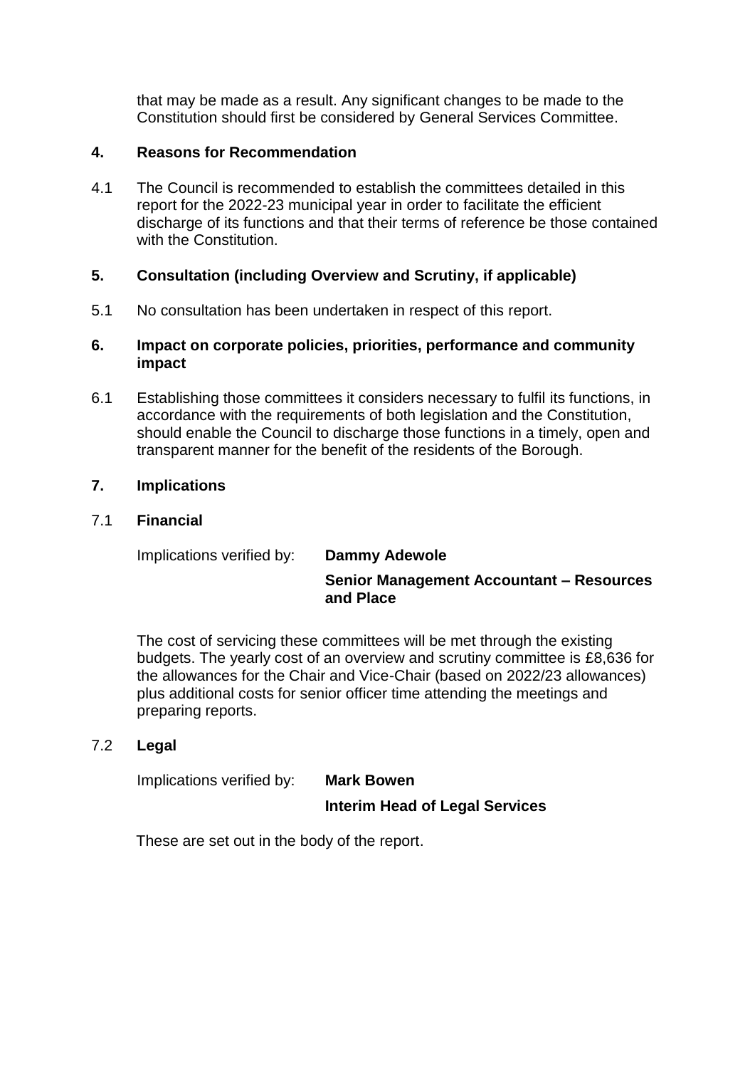that may be made as a result. Any significant changes to be made to the Constitution should first be considered by General Services Committee.

## 4. Reasons for Recommendation

4.1 The Council is recommended to establish the committees detailed in this report for the 2022-23 municipal year in order to facilitate the efficient discharge of its functions and that their terms of reference be those contained with the Constitution.

## 5. Consultation (including Overview and Scrutiny, if applicable)

5.1 No consultation has been undertaken in respect of this report.

## 6. Impact on corporate policies, priorities, performance and community impact

6.1 Establishing those committees it considers necessary to fulfil its functions, in accordance with the requirements of both legislation and the Constitution, should enable the Council to discharge those functions in a timely, open and transparent manner for the benefit of the residents of the Borough.

## 7. Implications

### 7.1 Financial

Implications verified by: **Dammy Adewole**

**Senior Management Accountant – Resources and Place**

The cost of servicing these committees will be met through the existing budgets. The yearly cost of an overview and scrutiny committee is £8,636 for the allowances for the Chair and Vice-Chair (based on 2022/23 allowances) plus additional costs for senior officer time attending the meetings and preparing reports.

### 7.2 Legal

Implications verified by: **Mark Bowen**

**Interim Head of Legal Services**

These are set out in the body of the report.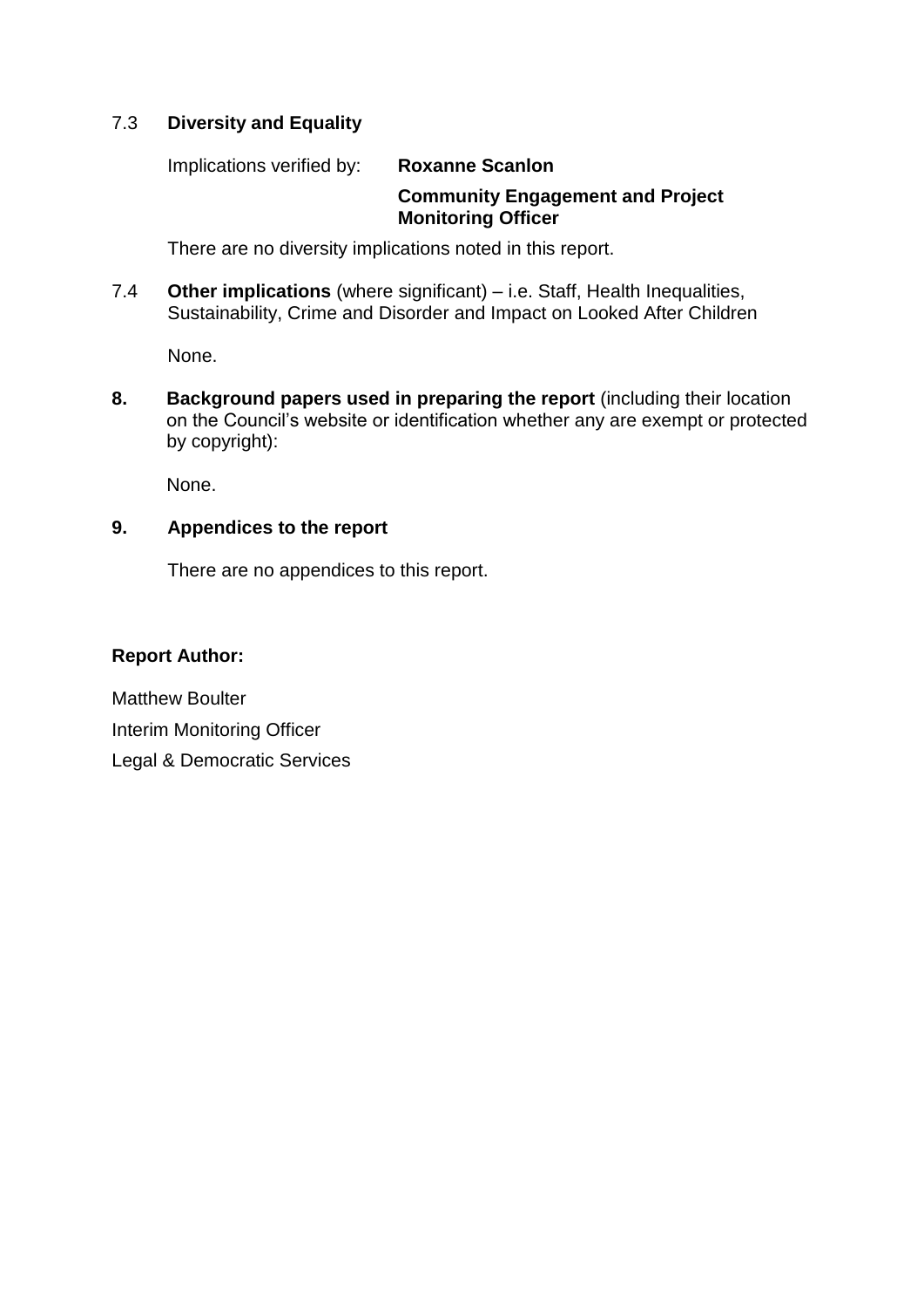7.3 **Diversity and Equality**

Implications verified by: **Roxanne Scanlon**

**Community Engagement and Project Monitoring Officer**

There are no diversity implications noted in this report.

7.4 **Other implications** (where significant) – i.e. Staff, Health Inequalities, Sustainability, Crime and Disorder and Impact on Looked After Children

None.

**8. Background papers used in preparing the report** (including their location on the Council's website or identification whether any are exempt or protected by copyright):

None.

**9. Appendices to the report**

There are no appendices to this report.

**Report Author:**

Matthew Boulter

Interim Monitoring Officer

Legal & Democratic Services